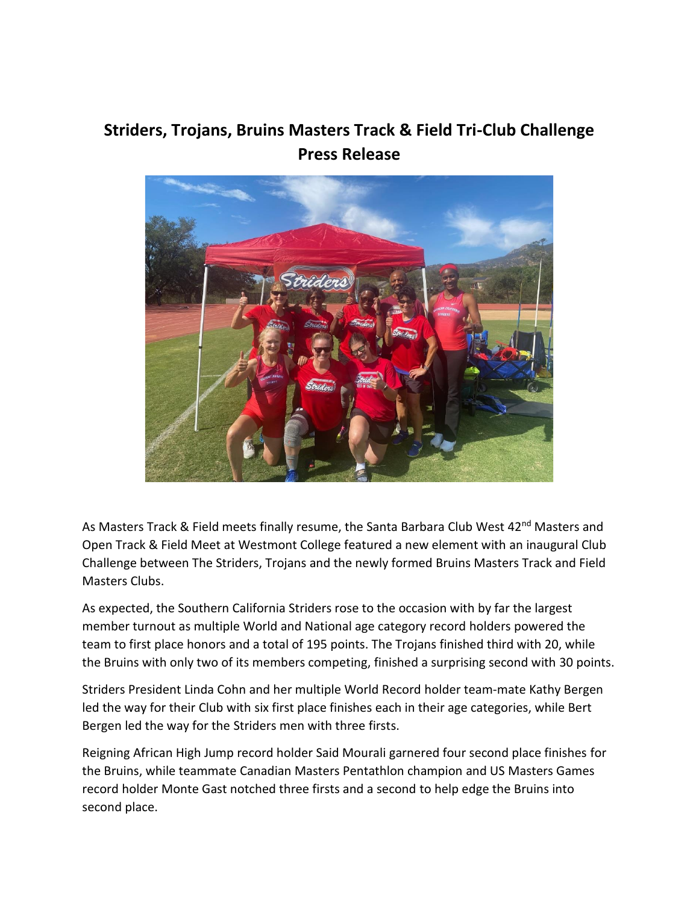# Striders, Trojans, Bruins Masters Track & Field Tri-Club Challenge Press Release

As Masters Track & Field meets finally resume, the Santa Barbara Club West 42nd Masters and Open Track & Field Meet at Westmont College featured a new element with an inaugural Club Challenge between The Striders, Trojans and the newly formed Bruins Masters Track and Field Masters Clubs.

As expected, the Southern California Striders rose to the occasion with by far the largest member turnout as multiple World and National age category record holders powered the team to first place honors and a total of 195 points. The Trojans finished third with 20, while the Bruins with only two of its members competing, finished a surprising second with 30 points.

Striders President Linda Cohn and her multiple World Record holder team-mate Kathy Bergen led the way for their Club with six first place finishes each in their age categories, while Bert Bergen led the way for the Striders men with three firsts.

Reigning African High Jump record holder Said Mourali garnered four second place finishes for the Bruins, while teammate Canadian Masters Pentathlon champion and US Masters Games record holder Monte Gast notched three firsts and a second to help edge the Bruins into second place.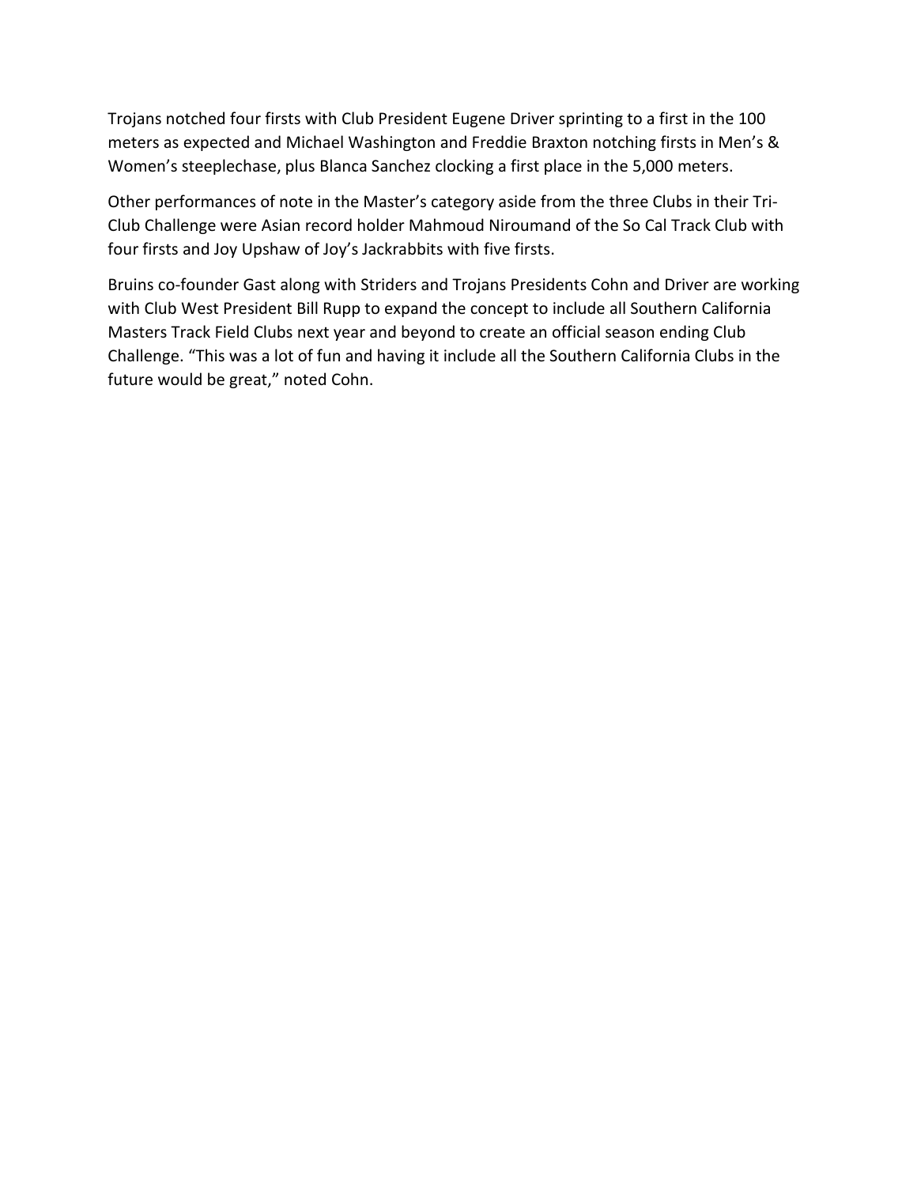Trojans notched four firsts with Club President Eugene Driver sprinting to a first in the 100 meters as expected and Michael Washington and Freddie Braxton notching firsts in Men's & Women's steeplechase, plus Blanca Sanchez clocking a first place in the 5,000 meters.

Other performances of note in the Master's category aside from the three Clubs in their Tri-Club Challenge were Asian record holder Mahmoud Niroumand of the So Cal Track Club with four firsts and Joy Upshaw of Joy's Jackrabbits with five firsts.

Bruins co-founder Gast along with Striders and Trojans Presidents Cohn and Driver are working with Club West President Bill Rupp to expand the concept to include all Southern California Masters Track Field Clubs next year and beyond to create an official season ending Club Challenge. "This was a lot of fun and having it include all the Southern California Clubs in the future would be great," noted Cohn.